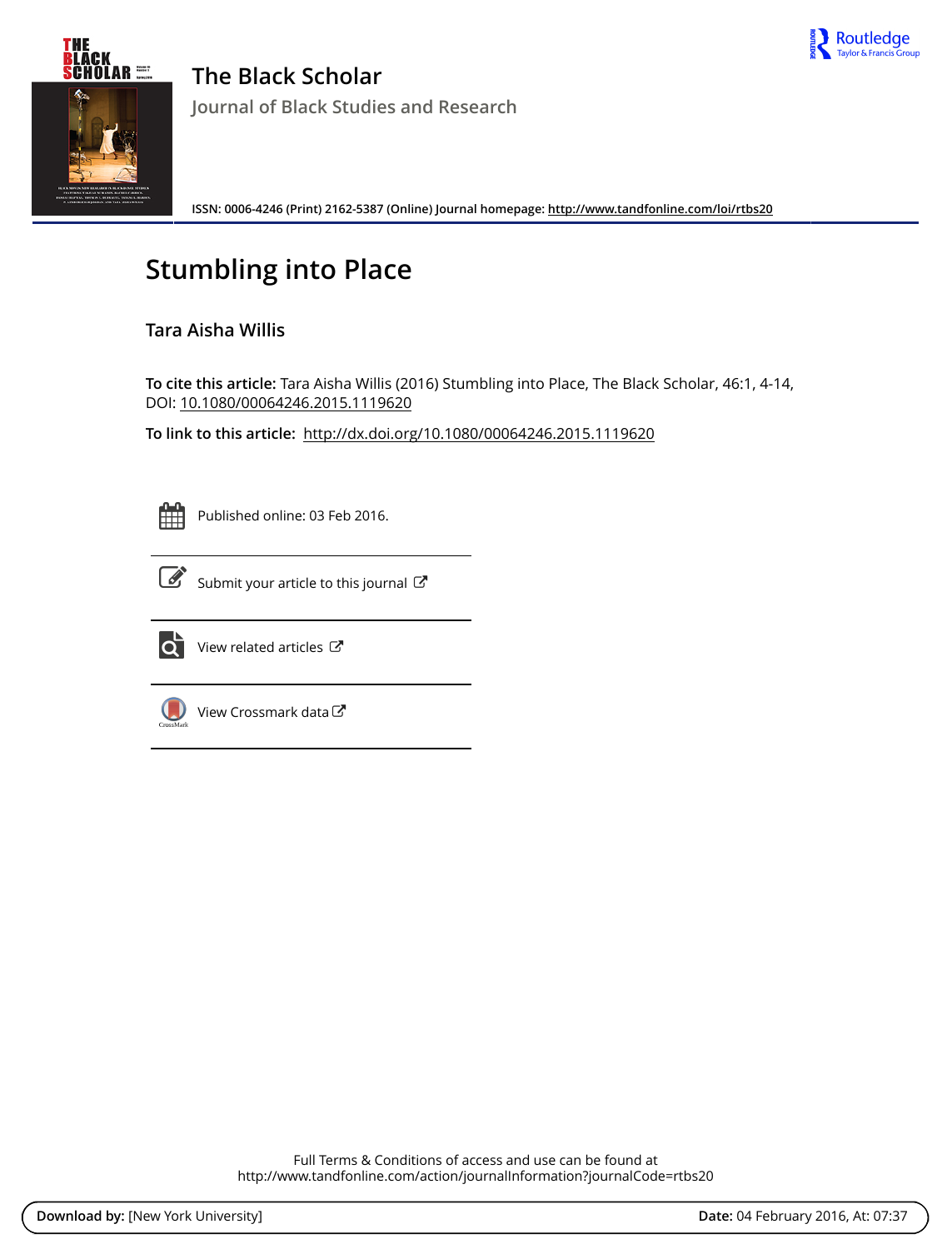# The Black Scholar

Journal of Black Studies and Research

ISSN: 0006-4246 (Print) 2162-5387 (Online) Journal homepage: http://www.tandfonline.com/loi/rtbs20

# Stumbling into Place

## Tara Aisha Willis

**To cite this article:** Tara Aisha Willis (2016) Stumbling into Place, The Black Scholar, 46:1, 4-14, DOI: 10.1080/00064246.2015.1119620

**To link to this article:** http://dx.doi.org/10.1080/00064246.2015.1119620

Published online: 03 Feb 2016.

Submit your article to this journal

View related articles

View Crossmark data

Full Terms & Conditions of access and use can be found at
http://www.tandfonline.com/action/journalInformation?journalCode=rtbs20

**Download by:** [New York University] **Date:** 04 February 2016, At: 07:37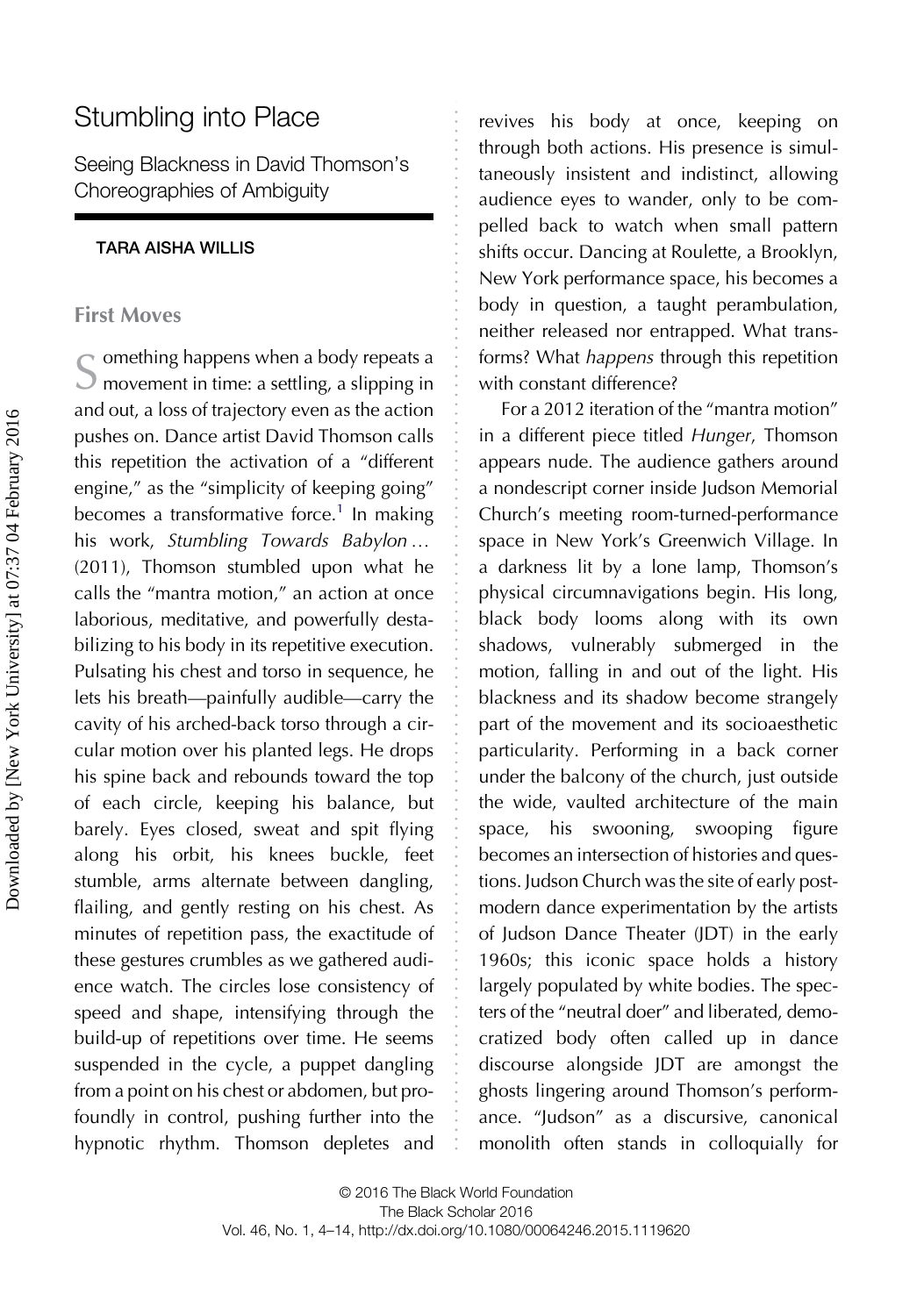# Stumbling into Place

Seeing Blackness in David Thomson's Choreographies of Ambiguity

**TARA AISHA WILLIS**

## First Moves

Something happens when a body repeats a movement in time: a settling, a slipping in and out, a loss of trajectory even as the action pushes on. Dance artist David Thomson calls this repetition the activation of a "different engine," as the "simplicity of keeping going" becomes a transformative force.[1] In making his work, *Stumbling Towards Babylon…* (2011), Thomson stumbled upon what he calls the "mantra motion," an action at once laborious, meditative, and powerfully destabilizing to his body in its repetitive execution. Pulsating his chest and torso in sequence, he lets his breath—painfully audible—carry the cavity of his arched-back torso through a circular motion over his planted legs. He drops his spine back and rebounds toward the top of each circle, keeping his balance, but barely. Eyes closed, sweat and spit flying along his orbit, his knees buckle, feet stumble, arms alternate between dangling, flailing, and gently resting on his chest. As minutes of repetition pass, the exactitude of these gestures crumbles as we gathered audience watch. The circles lose consistency of speed and shape, intensifying through the build-up of repetitions over time. He seems suspended in the cycle, a puppet dangling from a point on his chest or abdomen, but profoundly in control, pushing further into the hypnotic rhythm. Thomson depletes and revives his body at once, keeping on through both actions. His presence is simultaneously insistent and indistinct, allowing audience eyes to wander, only to be compelled back to watch when small pattern shifts occur. Dancing at Roulette, a Brooklyn, New York performance space, his becomes a body in question, a taught perambulation, neither released nor entrapped. What transforms? What *happens* through this repetition with constant difference?

For a 2012 iteration of the "mantra motion" in a different piece titled *Hunger*, Thomson appears nude. The audience gathers around a nondescript corner inside Judson Memorial Church's meeting room-turned-performance space in New York's Greenwich Village. In a darkness lit by a lone lamp, Thomson's physical circumnavigations begin. His long, black body looms along with its own shadows, vulnerably submerged in the motion, falling in and out of the light. His blackness and its shadow become strangely part of the movement and its socioaesthetic particularity. Performing in a back corner under the balcony of the church, just outside the wide, vaulted architecture of the main space, his swooning, swooping figure becomes an intersection of histories and questions. Judson Church was the site of early postmodern dance experimentation by the artists of Judson Dance Theater (JDT) in the early 1960s; this iconic space holds a history largely populated by white bodies. The specters of the "neutral doer" and liberated, democratized body often called up in dance discourse alongside JDT are amongst the ghosts lingering around Thomson's performance. "Judson" as a discursive, canonical monolith often stands in colloquially for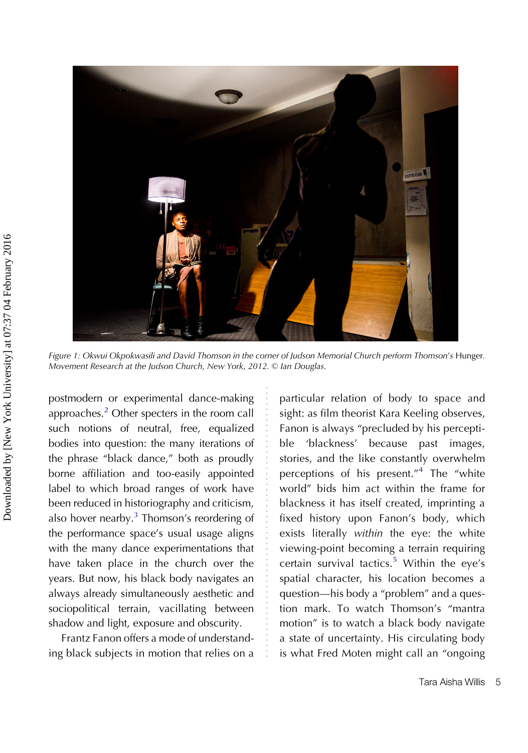*Figure 1: Okwui Okpokwasili and David Thomson in the corner of Judson Memorial Church perform Thomson's* Hunger. *Movement Research at the Judson Church, New York, 2012. © Ian Douglas.*

postmodern or experimental dance-making approaches.[2] Other specters in the room call such notions of neutral, free, equalized bodies into question: the many iterations of the phrase "black dance," both as proudly borne affiliation and too-easily appointed label to which broad ranges of work have been reduced in historiography and criticism, also hover nearby.[3] Thomson's reordering of the performance space's usual usage aligns with the many dance experimentations that have taken place in the church over the years. But now, his black body navigates an always already simultaneously aesthetic and sociopolitical terrain, vacillating between shadow and light, exposure and obscurity.

Frantz Fanon offers a mode of understanding black subjects in motion that relies on a particular relation of body to space and sight: as film theorist Kara Keeling observes, Fanon is always "precluded by his perceptible 'blackness' because past images, stories, and the like constantly overwhelm perceptions of his present."[4] The "white world" bids him act within the frame for blackness it has itself created, imprinting a fixed history upon Fanon's body, which exists literally *within* the eye: the white viewing-point becoming a terrain requiring certain survival tactics.[5] Within the eye's spatial character, his location becomes a question—his body a "problem" and a question mark. To watch Thomson's "mantra motion" is to watch a black body navigate a state of uncertainty. His circulating body is what Fred Moten might call an "ongoing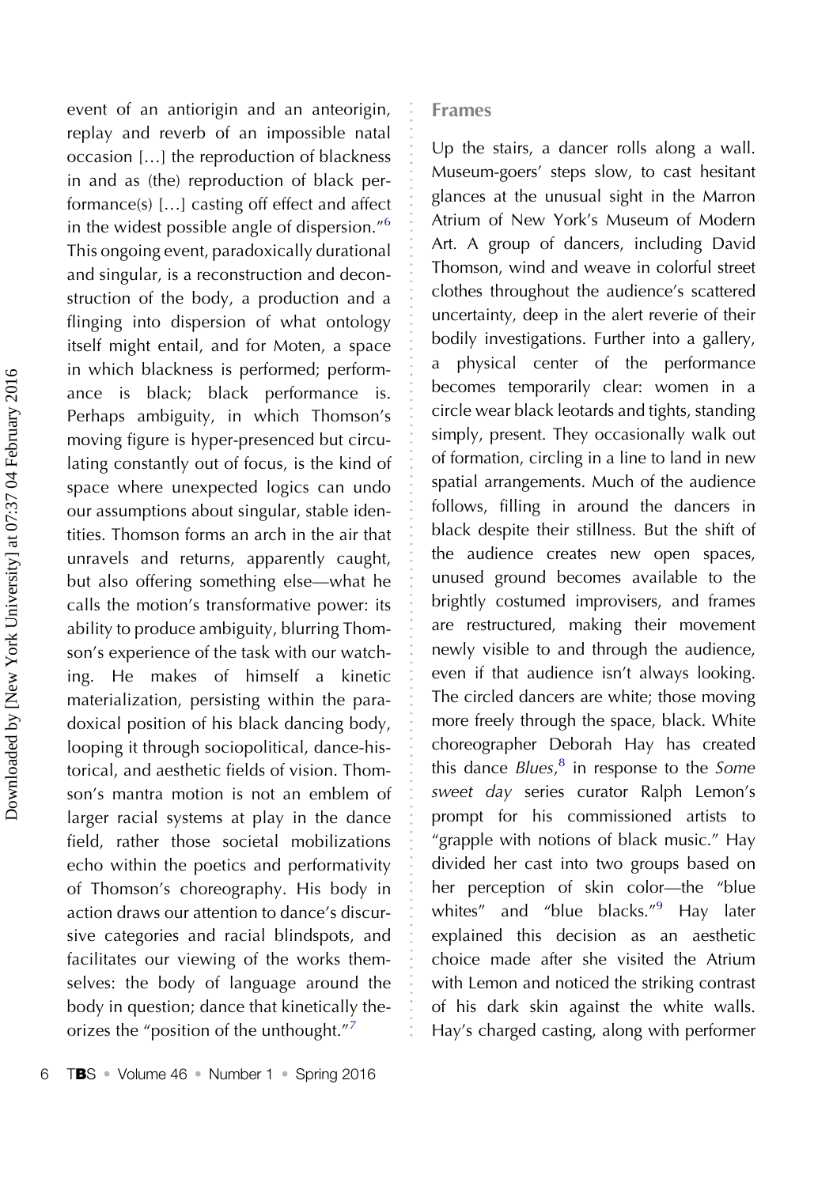event of an antiorigin and an anteorigin, replay and reverb of an impossible natal occasion […] the reproduction of blackness in and as (the) reproduction of black performance(s) […] casting off effect and affect in the widest possible angle of dispersion."[6] This ongoing event, paradoxically durational and singular, is a reconstruction and deconstruction of the body, a production and a flinging into dispersion of what ontology itself might entail, and for Moten, a space in which blackness is performed; performance is black; black performance is. Perhaps ambiguity, in which Thomson's moving figure is hyper-presenced but circulating constantly out of focus, is the kind of space where unexpected logics can undo our assumptions about singular, stable identities. Thomson forms an arch in the air that unravels and returns, apparently caught, but also offering something else—what he calls the motion's transformative power: its ability to produce ambiguity, blurring Thomson's experience of the task with our watching. He makes of himself a kinetic materialization, persisting within the paradoxical position of his black dancing body, looping it through sociopolitical, dance-historical, and aesthetic fields of vision. Thomson's mantra motion is not an emblem of larger racial systems at play in the dance field, rather those societal mobilizations echo within the poetics and performativity of Thomson's choreography. His body in action draws our attention to dance's discursive categories and racial blindspots, and facilitates our viewing of the works themselves: the body of language around the body in question; dance that kinetically theorizes the "position of the unthought."[7]

## Frames

Up the stairs, a dancer rolls along a wall. Museum-goers' steps slow, to cast hesitant glances at the unusual sight in the Marron Atrium of New York's Museum of Modern Art. A group of dancers, including David Thomson, wind and weave in colorful street clothes throughout the audience's scattered uncertainty, deep in the alert reverie of their bodily investigations. Further into a gallery, a physical center of the performance becomes temporarily clear: women in a circle wear black leotards and tights, standing simply, present. They occasionally walk out of formation, circling in a line to land in new spatial arrangements. Much of the audience follows, filling in around the dancers in black despite their stillness. But the shift of the audience creates new open spaces, unused ground becomes available to the brightly costumed improvisers, and frames are restructured, making their movement newly visible to and through the audience, even if that audience isn't always looking. The circled dancers are white; those moving more freely through the space, black. White choreographer Deborah Hay has created this dance *Blues*,[8] in response to the *Some sweet day* series curator Ralph Lemon's prompt for his commissioned artists to "grapple with notions of black music." Hay divided her cast into two groups based on her perception of skin color—the "blue whites" and "blue blacks."[9] Hay later explained this decision as an aesthetic choice made after she visited the Atrium with Lemon and noticed the striking contrast of his dark skin against the white walls. Hay's charged casting, along with performer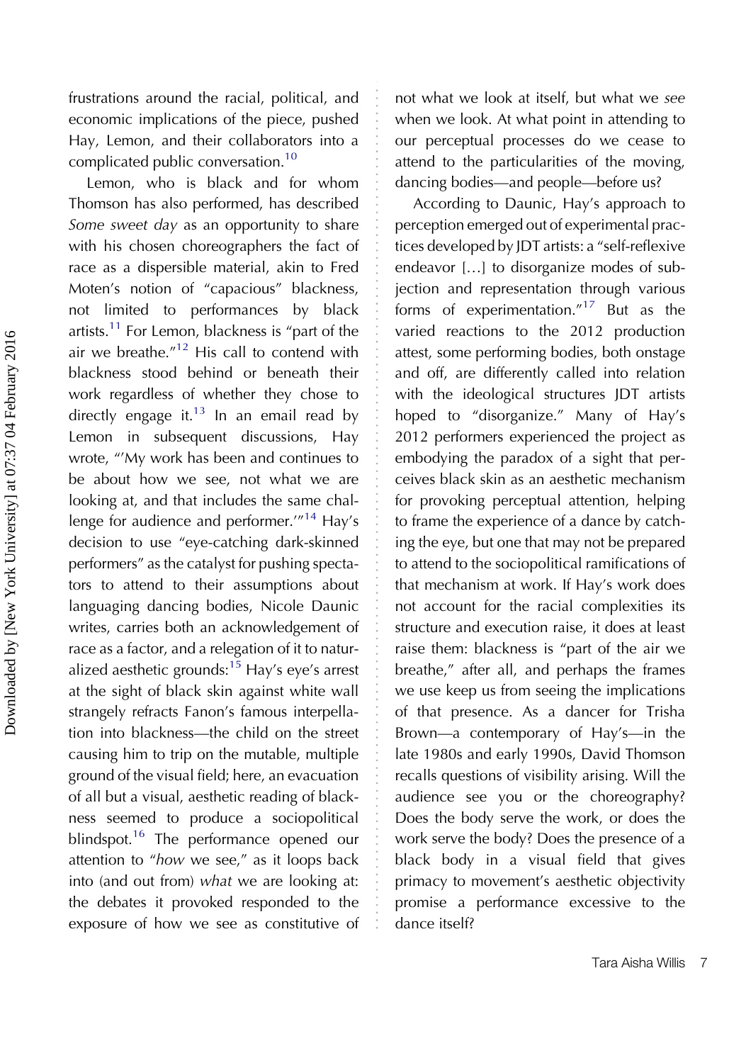frustrations around the racial, political, and economic implications of the piece, pushed Hay, Lemon, and their collaborators into a complicated public conversation.[10]

Lemon, who is black and for whom Thomson has also performed, has described *Some sweet day* as an opportunity to share with his chosen choreographers the fact of race as a dispersible material, akin to Fred Moten's notion of "capacious" blackness, not limited to performances by black artists.[11] For Lemon, blackness is "part of the air we breathe."[12] His call to contend with blackness stood behind or beneath their work regardless of whether they chose to directly engage it.[13] In an email read by Lemon in subsequent discussions, Hay wrote, "'My work has been and continues to be about how we see, not what we are looking at, and that includes the same challenge for audience and performer.'"[14] Hay's decision to use "eye-catching dark-skinned performers" as the catalyst for pushing spectators to attend to their assumptions about languaging dancing bodies, Nicole Daunic writes, carries both an acknowledgement of race as a factor, and a relegation of it to naturalized aesthetic grounds:[15] Hay's eye's arrest at the sight of black skin against white wall strangely refracts Fanon's famous interpellation into blackness—the child on the street causing him to trip on the mutable, multiple ground of the visual field; here, an evacuation of all but a visual, aesthetic reading of blackness seemed to produce a sociopolitical blindspot.[16] The performance opened our attention to "*how* we see," as it loops back into (and out from) *what* we are looking at: the debates it provoked responded to the exposure of how we see as constitutive of not what we look at itself, but what we *see* when we look. At what point in attending to our perceptual processes do we cease to attend to the particularities of the moving, dancing bodies—and people—before us?

According to Daunic, Hay's approach to perception emerged out of experimental practices developed by JDT artists: a "self-reflexive endeavor […] to disorganize modes of subjection and representation through various forms of experimentation."[17] But as the varied reactions to the 2012 production attest, some performing bodies, both onstage and off, are differently called into relation with the ideological structures JDT artists hoped to "disorganize." Many of Hay's 2012 performers experienced the project as embodying the paradox of a sight that perceives black skin as an aesthetic mechanism for provoking perceptual attention, helping to frame the experience of a dance by catching the eye, but one that may not be prepared to attend to the sociopolitical ramifications of that mechanism at work. If Hay's work does not account for the racial complexities its structure and execution raise, it does at least raise them: blackness is "part of the air we breathe," after all, and perhaps the frames we use keep us from seeing the implications of that presence. As a dancer for Trisha Brown—a contemporary of Hay's—in the late 1980s and early 1990s, David Thomson recalls questions of visibility arising. Will the audience see you or the choreography? Does the body serve the work, or does the work serve the body? Does the presence of a black body in a visual field that gives primacy to movement's aesthetic objectivity promise a performance excessive to the dance itself?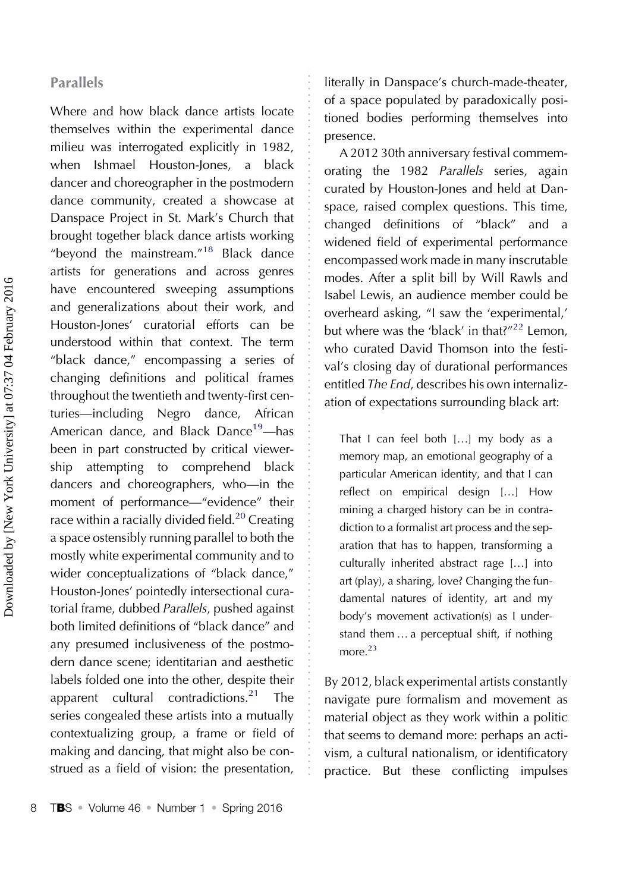## Parallels

Where and how black dance artists locate themselves within the experimental dance milieu was interrogated explicitly in 1982, when Ishmael Houston-Jones, a black dancer and choreographer in the postmodern dance community, created a showcase at Danspace Project in St. Mark's Church that brought together black dance artists working "beyond the mainstream."[18] Black dance artists for generations and across genres have encountered sweeping assumptions and generalizations about their work, and Houston-Jones' curatorial efforts can be understood within that context. The term "black dance," encompassing a series of changing definitions and political frames throughout the twentieth and twenty-first centuries—including Negro dance, African American dance, and Black Dance[19]—has been in part constructed by critical viewership attempting to comprehend black dancers and choreographers, who—in the moment of performance—"evidence" their race within a racially divided field.[20] Creating a space ostensibly running parallel to both the mostly white experimental community and to wider conceptualizations of "black dance," Houston-Jones' pointedly intersectional curatorial frame, dubbed *Parallels*, pushed against both limited definitions of "black dance" and any presumed inclusiveness of the postmodern dance scene; identitarian and aesthetic labels folded one into the other, despite their apparent cultural contradictions.[21] The series congealed these artists into a mutually contextualizing group, a frame or field of making and dancing, that might also be construed as a field of vision: the presentation, literally in Danspace's church-made-theater, of a space populated by paradoxically positioned bodies performing themselves into presence.

A 2012 30th anniversary festival commemorating the 1982 *Parallels* series, again curated by Houston-Jones and held at Danspace, raised complex questions. This time, changed definitions of "black" and a widened field of experimental performance encompassed work made in many inscrutable modes. After a split bill by Will Rawls and Isabel Lewis, an audience member could be overheard asking, "I saw the 'experimental,' but where was the 'black' in that?"[22] Lemon, who curated David Thomson into the festival's closing day of durational performances entitled *The End*, describes his own internalization of expectations surrounding black art:

> That I can feel both […] my body as a memory map, an emotional geography of a particular American identity, and that I can reflect on empirical design […] How mining a charged history can be in contradiction to a formalist art process and the separation that has to happen, transforming a culturally inherited abstract rage […] into art (play), a sharing, love? Changing the fundamental natures of identity, art and my body's movement activation(s) as I understand them … a perceptual shift, if nothing more.[23]

By 2012, black experimental artists constantly navigate pure formalism and movement as material object as they work within a politic that seems to demand more: perhaps an activism, a cultural nationalism, or identificatory practice. But these conflicting impulses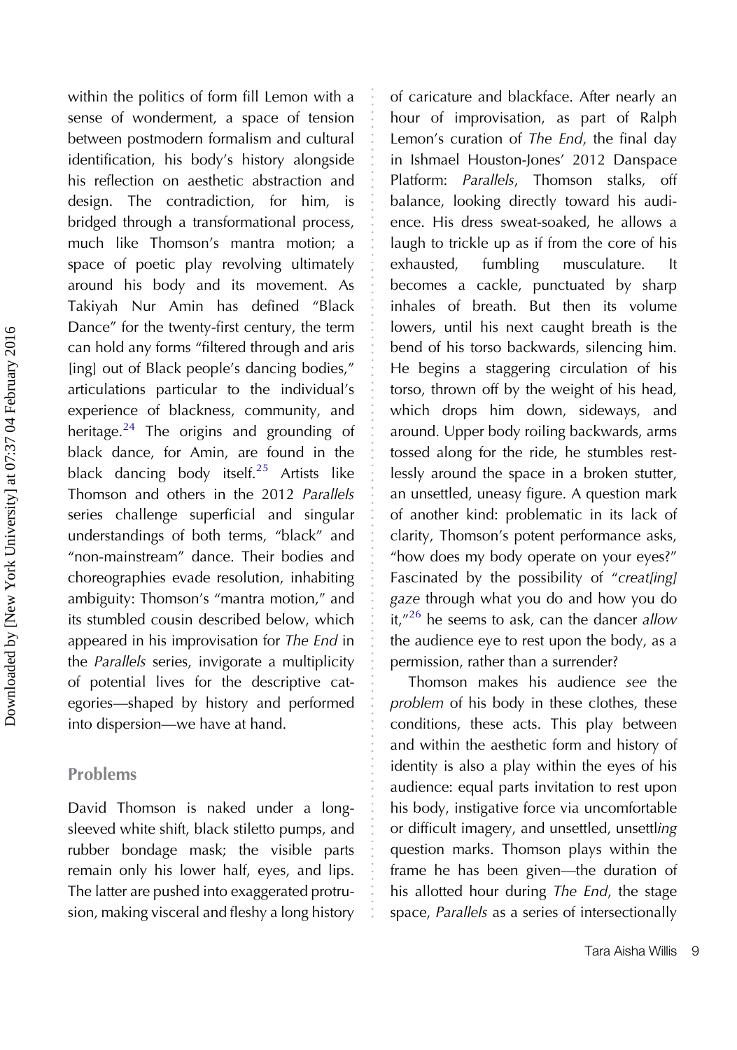within the politics of form fill Lemon with a sense of wonderment, a space of tension between postmodern formalism and cultural identification, his body's history alongside his reflection on aesthetic abstraction and design. The contradiction, for him, is bridged through a transformational process, much like Thomson's mantra motion; a space of poetic play revolving ultimately around his body and its movement. As Takiyah Nur Amin has defined "Black Dance" for the twenty-first century, the term can hold any forms "filtered through and aris [ing] out of Black people's dancing bodies," articulations particular to the individual's experience of blackness, community, and heritage.[24] The origins and grounding of black dance, for Amin, are found in the black dancing body itself.[25] Artists like Thomson and others in the 2012 *Parallels* series challenge superficial and singular understandings of both terms, "black" and "non-mainstream" dance. Their bodies and choreographies evade resolution, inhabiting ambiguity: Thomson's "mantra motion," and its stumbled cousin described below, which appeared in his improvisation for *The End* in the *Parallels* series, invigorate a multiplicity of potential lives for the descriptive categories—shaped by history and performed into dispersion—we have at hand.

## Problems

David Thomson is naked under a long-sleeved white shift, black stiletto pumps, and rubber bondage mask; the visible parts remain only his lower half, eyes, and lips. The latter are pushed into exaggerated protrusion, making visceral and fleshy a long history of caricature and blackface. After nearly an hour of improvisation, as part of Ralph Lemon's curation of *The End*, the final day in Ishmael Houston-Jones' 2012 Danspace Platform: *Parallels*, Thomson stalks, off balance, looking directly toward his audience. His dress sweat-soaked, he allows a laugh to trickle up as if from the core of his exhausted, fumbling musculature. It becomes a cackle, punctuated by sharp inhales of breath. But then its volume lowers, until his next caught breath is the bend of his torso backwards, silencing him. He begins a staggering circulation of his torso, thrown off by the weight of his head, which drops him down, sideways, and around. Upper body roiling backwards, arms tossed along for the ride, he stumbles restlessly around the space in a broken stutter, an unsettled, uneasy figure. A question mark of another kind: problematic in its lack of clarity, Thomson's potent performance asks, "how does my body operate on your eyes?" Fascinated by the possibility of "*creat[ing] gaze* through what you do and how you do it,"[26] he seems to ask, can the dancer *allow* the audience eye to rest upon the body, as a permission, rather than a surrender?

Thomson makes his audience *see* the *problem* of his body in these clothes, these conditions, these acts. This play between and within the aesthetic form and history of identity is also a play within the eyes of his audience: equal parts invitation to rest upon his body, instigative force via uncomfortable or difficult imagery, and unsettled, unsettl*ing* question marks. Thomson plays within the frame he has been given—the duration of his allotted hour during *The End*, the stage space, *Parallels* as a series of intersectionally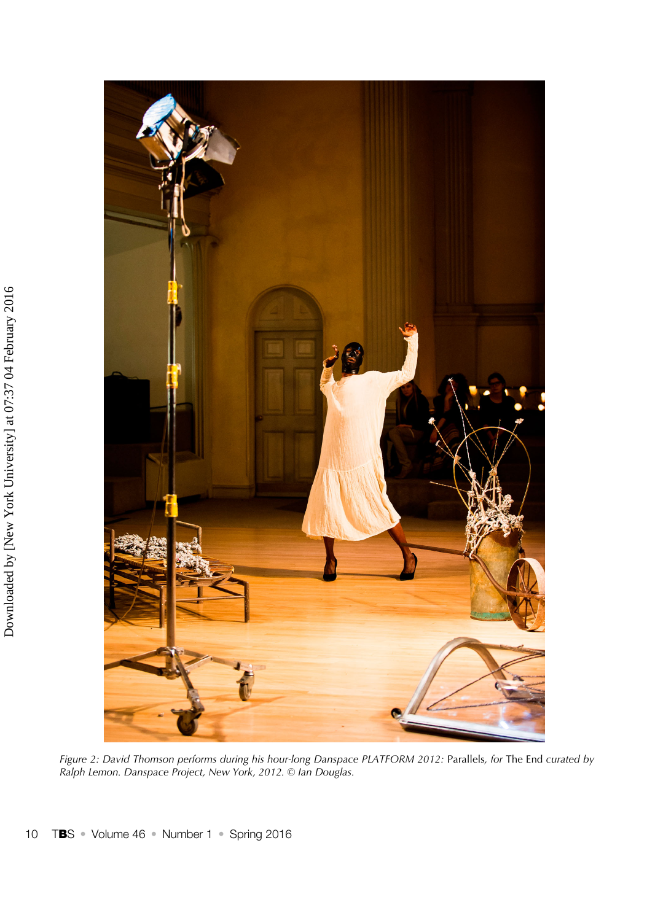*Figure 2: David Thomson performs during his hour-long Danspace PLATFORM 2012:* Parallels, *for* The End *curated by Ralph Lemon. Danspace Project, New York, 2012. © Ian Douglas.*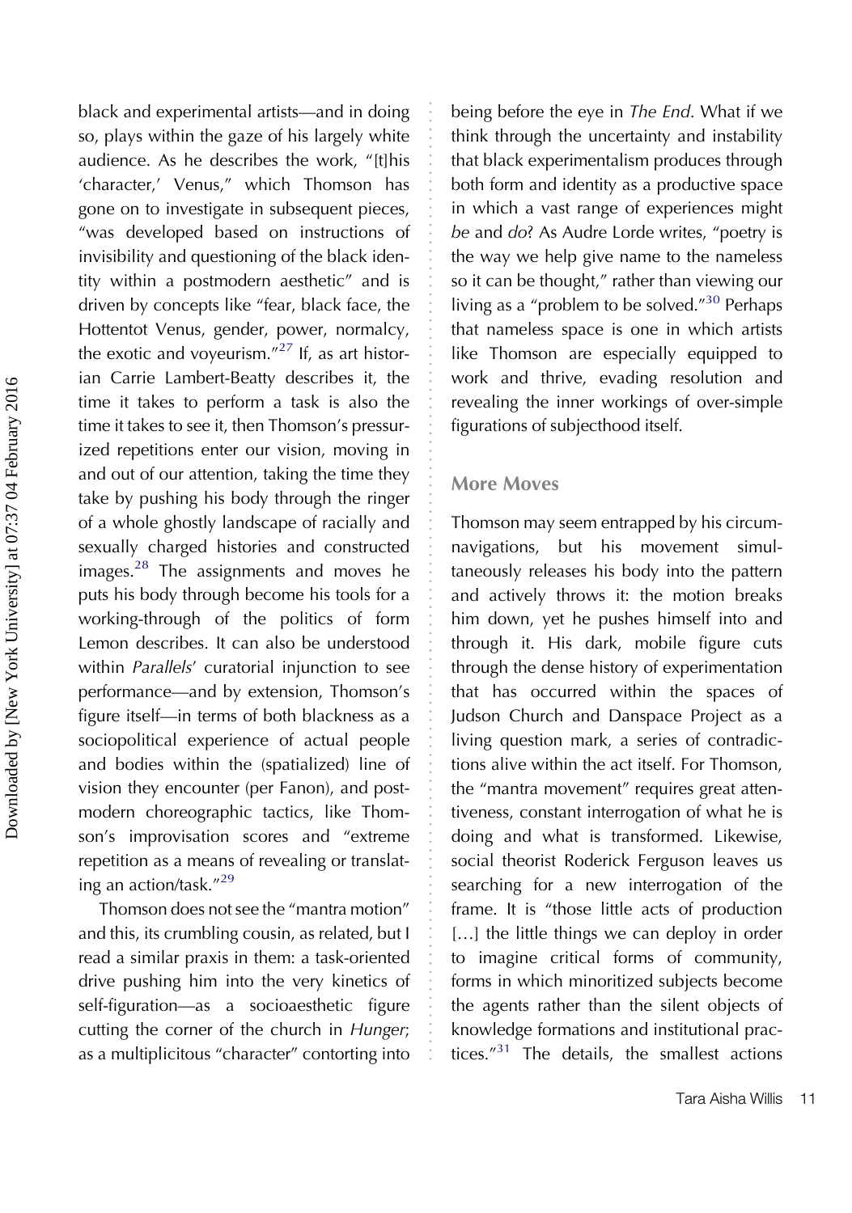black and experimental artists—and in doing so, plays within the gaze of his largely white audience. As he describes the work, "[t]his 'character,' Venus," which Thomson has gone on to investigate in subsequent pieces, "was developed based on instructions of invisibility and questioning of the black identity within a postmodern aesthetic" and is driven by concepts like "fear, black face, the Hottentot Venus, gender, power, normalcy, the exotic and voyeurism."[27] If, as art historian Carrie Lambert-Beatty describes it, the time it takes to perform a task is also the time it takes to see it, then Thomson's pressurized repetitions enter our vision, moving in and out of our attention, taking the time they take by pushing his body through the ringer of a whole ghostly landscape of racially and sexually charged histories and constructed images.[28] The assignments and moves he puts his body through become his tools for a working-through of the politics of form Lemon describes. It can also be understood within *Parallels*' curatorial injunction to see performance—and by extension, Thomson's figure itself—in terms of both blackness as a sociopolitical experience of actual people and bodies within the (spatialized) line of vision they encounter (per Fanon), and postmodern choreographic tactics, like Thomson's improvisation scores and "extreme repetition as a means of revealing or translating an action/task."[29]

Thomson does not see the "mantra motion" and this, its crumbling cousin, as related, but I read a similar praxis in them: a task-oriented drive pushing him into the very kinetics of self-figuration—as a socioaesthetic figure cutting the corner of the church in *Hunger*; as a multiplicitous "character" contorting into being before the eye in *The End*. What if we think through the uncertainty and instability that black experimentalism produces through both form and identity as a productive space in which a vast range of experiences might *be* and *do*? As Audre Lorde writes, "poetry is the way we help give name to the nameless so it can be thought," rather than viewing our living as a "problem to be solved."[30] Perhaps that nameless space is one in which artists like Thomson are especially equipped to work and thrive, evading resolution and revealing the inner workings of over-simple figurations of subjecthood itself.

## More Moves

Thomson may seem entrapped by his circumnavigations, but his movement simultaneously releases his body into the pattern and actively throws it: the motion breaks him down, yet he pushes himself into and through it. His dark, mobile figure cuts through the dense history of experimentation that has occurred within the spaces of Judson Church and Danspace Project as a living question mark, a series of contradictions alive within the act itself. For Thomson, the "mantra movement" requires great attentiveness, constant interrogation of what he is doing and what is transformed. Likewise, social theorist Roderick Ferguson leaves us searching for a new interrogation of the frame. It is "those little acts of production […] the little things we can deploy in order to imagine critical forms of community, forms in which minoritized subjects become the agents rather than the silent objects of knowledge formations and institutional practices."[31] The details, the smallest actions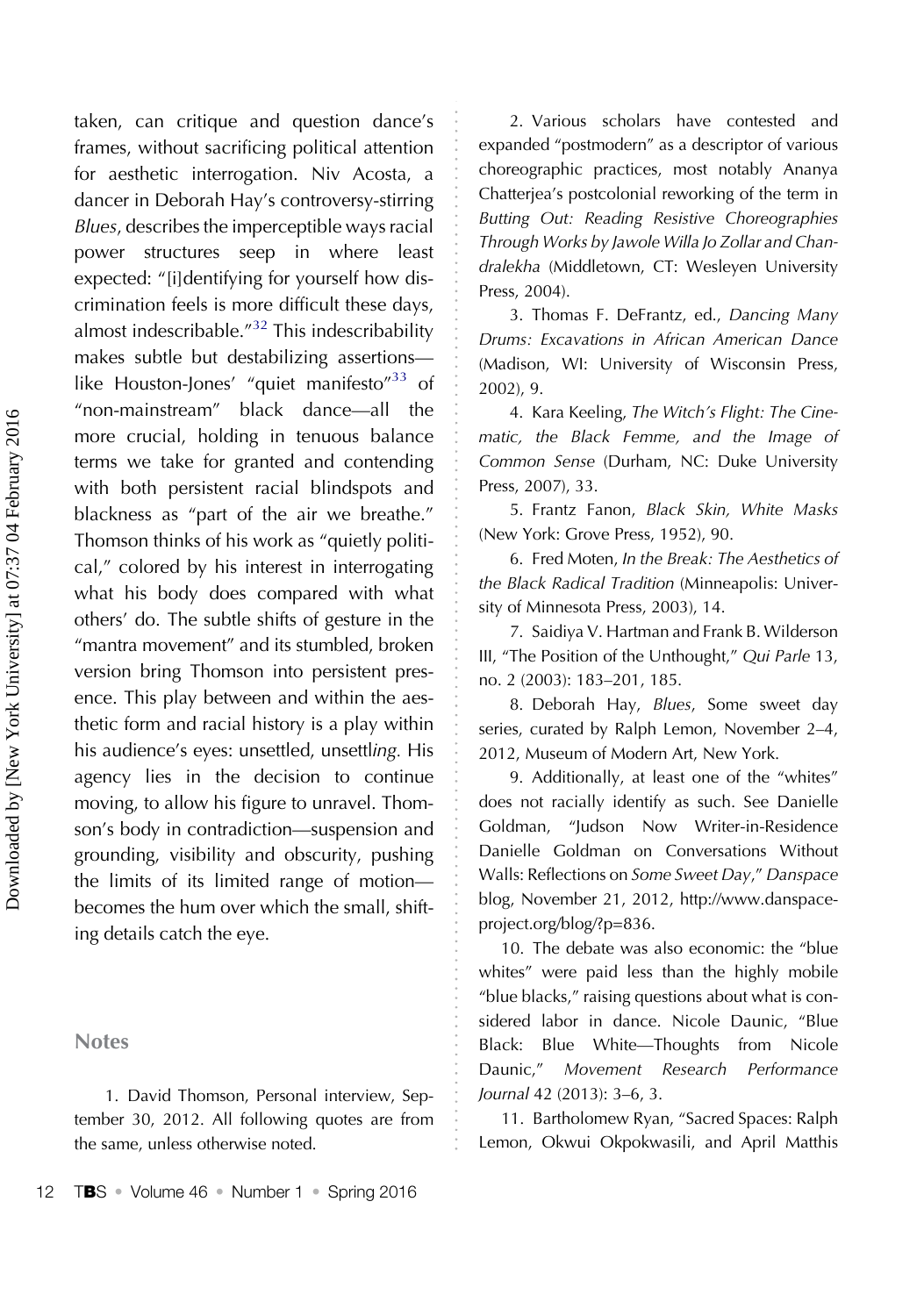taken, can critique and question dance's frames, without sacrificing political attention for aesthetic interrogation. Niv Acosta, a dancer in Deborah Hay's controversy-stirring *Blues*, describes the imperceptible ways racial power structures seep in where least expected: "[i]dentifying for yourself how discrimination feels is more difficult these days, almost indescribable."[32] This indescribability makes subtle but destabilizing assertions—like Houston-Jones' "quiet manifesto"[33] of "non-mainstream" black dance—all the more crucial, holding in tenuous balance terms we take for granted and contending with both persistent racial blindspots and blackness as "part of the air we breathe." Thomson thinks of his work as "quietly political," colored by his interest in interrogating what his body does compared with what others' do. The subtle shifts of gesture in the "mantra movement" and its stumbled, broken version bring Thomson into persistent presence. This play between and within the aesthetic form and racial history is a play within his audience's eyes: unsettled, unsettl*ing*. His agency lies in the decision to continue moving, to allow his figure to unravel. Thomson's body in contradiction—suspension and grounding, visibility and obscurity, pushing the limits of its limited range of motion—becomes the hum over which the small, shifting details catch the eye.

## Notes

1. David Thomson, Personal interview, September 30, 2012. All following quotes are from the same, unless otherwise noted.

2. Various scholars have contested and expanded "postmodern" as a descriptor of various choreographic practices, most notably Ananya Chatterjea's postcolonial reworking of the term in *Butting Out: Reading Resistive Choreographies Through Works by Jawole Willa Jo Zollar and Chandralekha* (Middletown, CT: Wesleyen University Press, 2004).

3. Thomas F. DeFrantz, ed., *Dancing Many Drums: Excavations in African American Dance* (Madison, WI: University of Wisconsin Press, 2002), 9.

4. Kara Keeling, *The Witch's Flight: The Cinematic, the Black Femme, and the Image of Common Sense* (Durham, NC: Duke University Press, 2007), 33.

5. Frantz Fanon, *Black Skin, White Masks* (New York: Grove Press, 1952), 90.

6. Fred Moten, *In the Break: The Aesthetics of the Black Radical Tradition* (Minneapolis: University of Minnesota Press, 2003), 14.

7. Saidiya V. Hartman and Frank B. Wilderson III, "The Position of the Unthought," *Qui Parle* 13, no. 2 (2003): 183–201, 185.

8. Deborah Hay, *Blues*, Some sweet day series, curated by Ralph Lemon, November 2–4, 2012, Museum of Modern Art, New York.

9. Additionally, at least one of the "whites" does not racially identify as such. See Danielle Goldman, "Judson Now Writer-in-Residence Danielle Goldman on Conversations Without Walls: Reflections on *Some Sweet Day*," *Danspace* blog, November 21, 2012, http://www.danspace-project.org/blog/?p=836.

10. The debate was also economic: the "blue whites" were paid less than the highly mobile "blue blacks," raising questions about what is considered labor in dance. Nicole Daunic, "Blue Black: Blue White—Thoughts from Nicole Daunic," *Movement Research Performance Journal* 42 (2013): 3–6, 3.

11. Bartholomew Ryan, "Sacred Spaces: Ralph Lemon, Okwui Okpokwasili, and April Matthis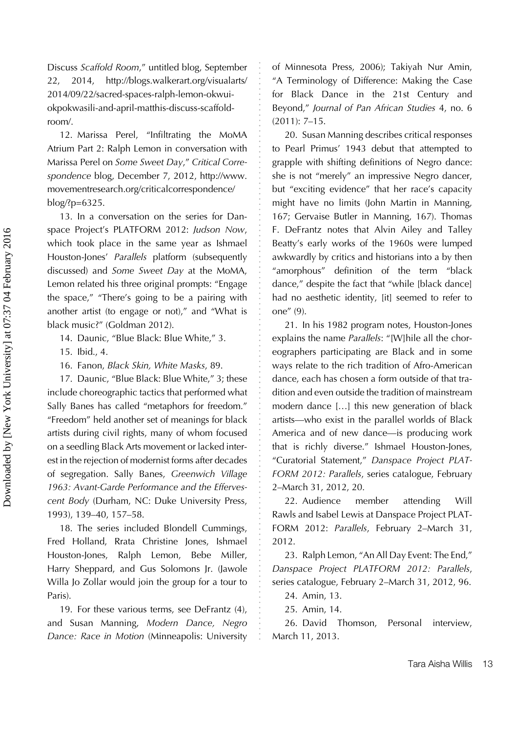Discuss *Scaffold Room*," untitled blog, September 22, 2014, http://blogs.walkerart.org/visualarts/2014/09/22/sacred-spaces-ralph-lemon-okwui-okpokwasili-and-april-matthis-discuss-scaffold-room/.

12. Marissa Perel, "Infiltrating the MoMA Atrium Part 2: Ralph Lemon in conversation with Marissa Perel on *Some Sweet Day*," *Critical Correspondence* blog, December 7, 2012, http://www.movementresearch.org/criticalcorrespondence/blog/?p=6325.

13. In a conversation on the series for Danspace Project's PLATFORM 2012: *Judson Now*, which took place in the same year as Ishmael Houston-Jones' *Parallels* platform (subsequently discussed) and *Some Sweet Day* at the MoMA, Lemon related his three original prompts: "Engage the space," "There's going to be a pairing with another artist (to engage or not)," and "What is black music?" (Goldman 2012).

14. Daunic, "Blue Black: Blue White," 3.

15. Ibid., 4.

16. Fanon, *Black Skin, White Masks*, 89.

17. Daunic, "Blue Black: Blue White," 3; these include choreographic tactics that performed what Sally Banes has called "metaphors for freedom." "Freedom" held another set of meanings for black artists during civil rights, many of whom focused on a seedling Black Arts movement or lacked interest in the rejection of modernist forms after decades of segregation. Sally Banes, *Greenwich Village 1963: Avant-Garde Performance and the Effervescent Body* (Durham, NC: Duke University Press, 1993), 139–40, 157–58.

18. The series included Blondell Cummings, Fred Holland, Rrata Christine Jones, Ishmael Houston-Jones, Ralph Lemon, Bebe Miller, Harry Sheppard, and Gus Solomons Jr. (Jawole Willa Jo Zollar would join the group for a tour to Paris).

19. For these various terms, see DeFrantz (4), and Susan Manning, *Modern Dance, Negro Dance: Race in Motion* (Minneapolis: University of Minnesota Press, 2006); Takiyah Nur Amin, "A Terminology of Difference: Making the Case for Black Dance in the 21st Century and Beyond," *Journal of Pan African Studies* 4, no. 6 (2011): 7–15.

20. Susan Manning describes critical responses to Pearl Primus' 1943 debut that attempted to grapple with shifting definitions of Negro dance: she is not "merely" an impressive Negro dancer, but "exciting evidence" that her race's capacity might have no limits (John Martin in Manning, 167; Gervaise Butler in Manning, 167). Thomas F. DeFrantz notes that Alvin Ailey and Talley Beatty's early works of the 1960s were lumped awkwardly by critics and historians into a by then "amorphous" definition of the term "black dance," despite the fact that "while [black dance] had no aesthetic identity, [it] seemed to refer to one" (9).

21. In his 1982 program notes, Houston-Jones explains the name *Parallels*: "[W]hile all the choreographers participating are Black and in some ways relate to the rich tradition of Afro-American dance, each has chosen a form outside of that tradition and even outside the tradition of mainstream modern dance […] this new generation of black artists—who exist in the parallel worlds of Black America and of new dance—is producing work that is richly diverse." Ishmael Houston-Jones, "Curatorial Statement," *Danspace Project PLATFORM 2012: Parallels*, series catalogue, February 2–March 31, 2012, 20.

22. Audience member attending Will Rawls and Isabel Lewis at Danspace Project PLATFORM 2012: *Parallels*, February 2–March 31, 2012.

23. Ralph Lemon, "An All Day Event: The End," *Danspace Project PLATFORM 2012: Parallels*, series catalogue, February 2–March 31, 2012, 96.

24. Amin, 13.

25. Amin, 14.

26. David Thomson, Personal interview, March 11, 2013.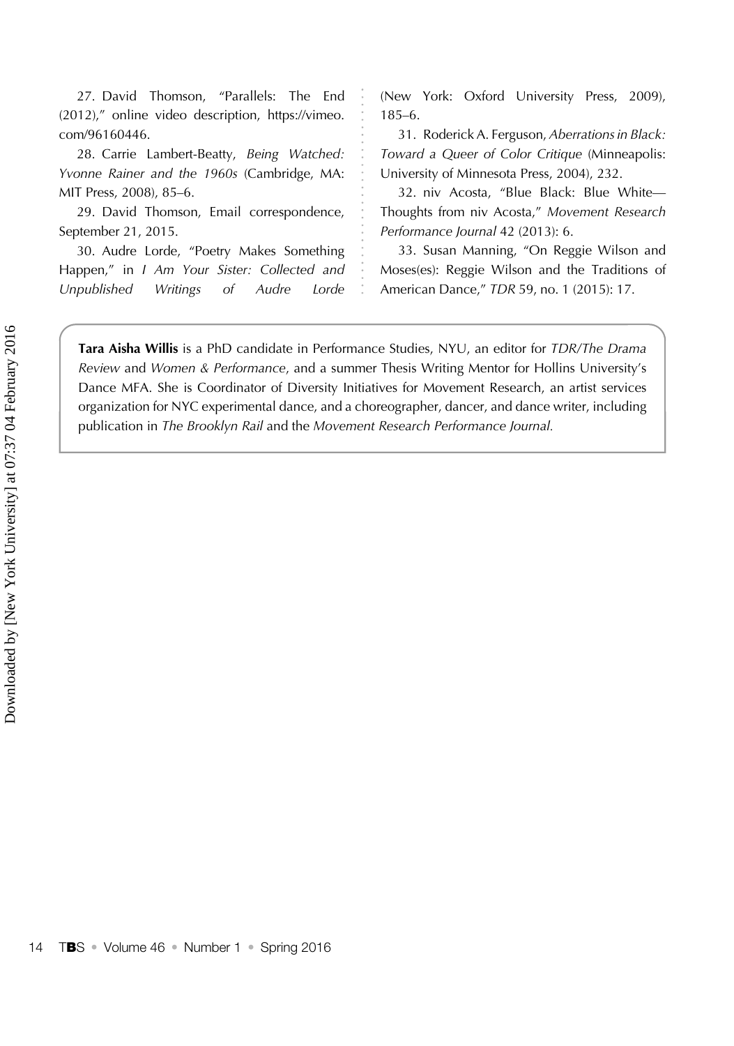27. David Thomson, "Parallels: The End (2012)," online video description, https://vimeo.com/96160446.

28. Carrie Lambert-Beatty, *Being Watched: Yvonne Rainer and the 1960s* (Cambridge, MA: MIT Press, 2008), 85–6.

29. David Thomson, Email correspondence, September 21, 2015.

30. Audre Lorde, "Poetry Makes Something Happen," in *I Am Your Sister: Collected and Unpublished Writings of Audre Lorde* (New York: Oxford University Press, 2009), 185–6.

31. Roderick A. Ferguson, *Aberrations in Black: Toward a Queer of Color Critique* (Minneapolis: University of Minnesota Press, 2004), 232.

32. niv Acosta, "Blue Black: Blue White—Thoughts from niv Acosta," *Movement Research Performance Journal* 42 (2013): 6.

33. Susan Manning, "On Reggie Wilson and Moses(es): Reggie Wilson and the Traditions of American Dance," *TDR* 59, no. 1 (2015): 17.

**Tara Aisha Willis** is a PhD candidate in Performance Studies, NYU, an editor for *TDR/The Drama Review* and *Women & Performance*, and a summer Thesis Writing Mentor for Hollins University's Dance MFA. She is Coordinator of Diversity Initiatives for Movement Research, an artist services organization for NYC experimental dance, and a choreographer, dancer, and dance writer, including publication in *The Brooklyn Rail* and the *Movement Research Performance Journal.*